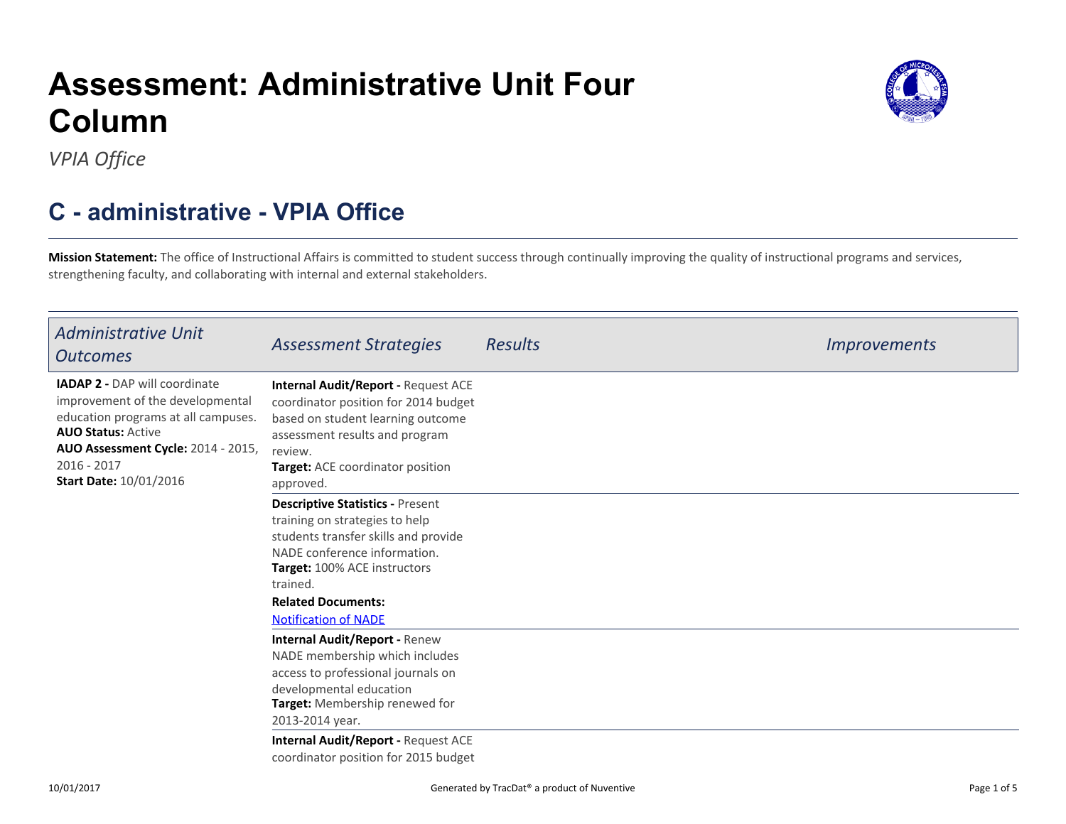# Assessment: Administrative Unit Four Column

*VPIA Office*

## C - administrative - VPIA Office

**Mission Statement:** The office of Instructional Affairs is committed to student success through continually improving the quality of instructional programs and services, strengthening faculty, and collaborating with internal and external stakeholders.

| *Administrative Unit Outcomes* | *Assessment Strategies* | *Results* | *Improvements* |
|---|---|---|---|
| **IADAP 2 -** DAP will coordinate improvement of the developmental education programs at all campuses.<br>**AUO Status:** Active<br>**AUO Assessment Cycle:** 2014 - 2015, 2016 - 2017<br>**Start Date:** 10/01/2016 | **Internal Audit/Report -** Request ACE coordinator position for 2014 budget based on student learning outcome assessment results and program review.<br>**Target:** ACE coordinator position approved. | | |
| | **Descriptive Statistics -** Present training on strategies to help students transfer skills and provide NADE conference information.<br>**Target:** 100% ACE instructors trained.<br>**Related Documents:**<br>Notification of NADE | | |
| | **Internal Audit/Report -** Renew NADE membership which includes access to professional journals on developmental education<br>**Target:** Membership renewed for 2013-2014 year. | | |
| | **Internal Audit/Report -** Request ACE coordinator position for 2015 budget | | |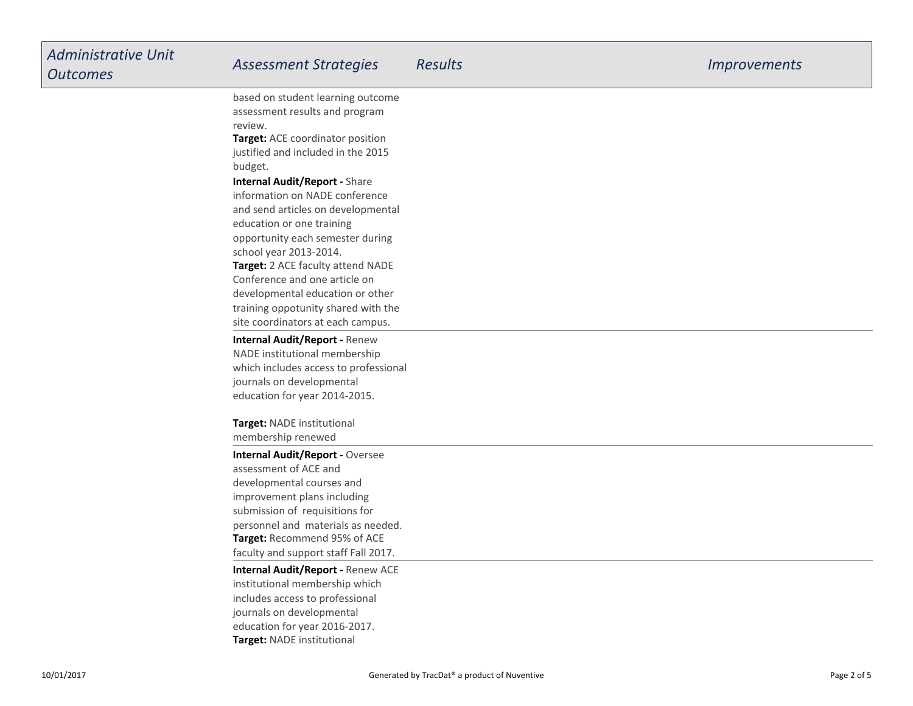| *Administrative Unit Outcomes* | *Assessment Strategies* | *Results* | *Improvements* |
|---|---|---|---|
| | based on student learning outcome assessment results and program review.<br>**Target:** ACE coordinator position justified and included in the 2015 budget.<br>**Internal Audit/Report -** Share information on NADE conference and send articles on developmental education or one training opportunity each semester during school year 2013-2014.<br>**Target:** 2 ACE faculty attend NADE Conference and one article on developmental education or other training oppotunity shared with the site coordinators at each campus. | | |
| | **Internal Audit/Report -** Renew NADE institutional membership which includes access to professional journals on developmental education for year 2014-2015.<br><br>**Target:** NADE institutional membership renewed | | |
| | **Internal Audit/Report -** Oversee assessment of ACE and developmental courses and improvement plans including submission of requisitions for personnel and materials as needed.<br>**Target:** Recommend 95% of ACE faculty and support staff Fall 2017. | | |
| | **Internal Audit/Report -** Renew ACE institutional membership which includes access to professional journals on developmental education for year 2016-2017.<br>**Target:** NADE institutional | | |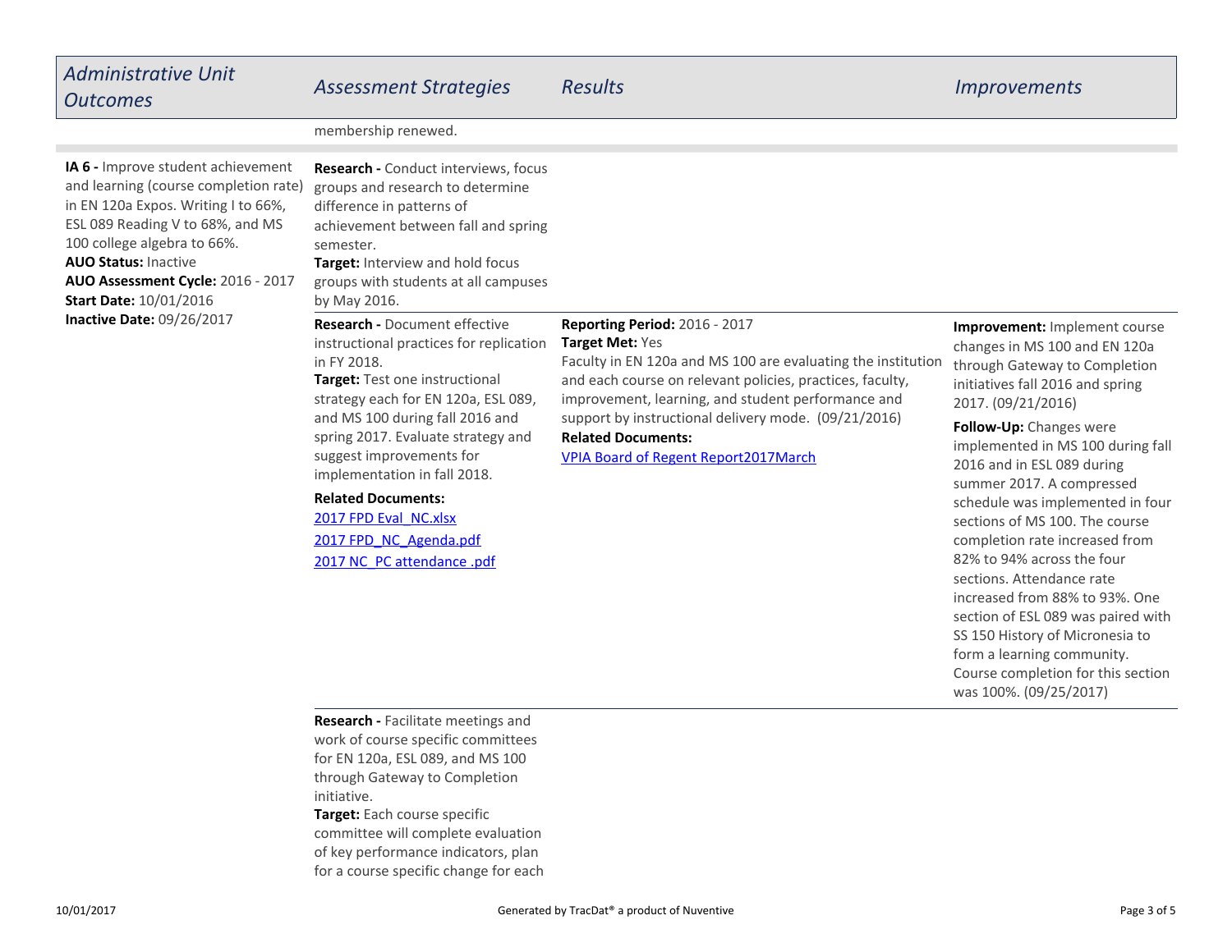| *Administrative Unit Outcomes* | *Assessment Strategies* | *Results* | *Improvements* |
|---|---|---|---|
| | membership renewed. | | |
| **IA 6 -** Improve student achievement and learning (course completion rate) in EN 120a Expos. Writing I to 66%, ESL 089 Reading V to 68%, and MS 100 college algebra to 66%.<br>**AUO Status:** Inactive<br>**AUO Assessment Cycle:** 2016 - 2017<br>**Start Date:** 10/01/2016<br>**Inactive Date:** 09/26/2017 | **Research -** Conduct interviews, focus groups and research to determine difference in patterns of achievement between fall and spring semester.<br>**Target:** Interview and hold focus groups with students at all campuses by May 2016. | | |
| | **Research -** Document effective instructional practices for replication in FY 2018.<br>**Target:** Test one instructional strategy each for EN 120a, ESL 089, and MS 100 during fall 2016 and spring 2017. Evaluate strategy and suggest improvements for implementation in fall 2018.<br>**Related Documents:**<br>2017 FPD Eval_NC.xlsx<br>2017 FPD_NC_Agenda.pdf<br>2017 NC_PC attendance .pdf | **Reporting Period:** 2016 - 2017<br>**Target Met:** Yes<br>Faculty in EN 120a and MS 100 are evaluating the institution and each course on relevant policies, practices, faculty, improvement, learning, and student performance and support by instructional delivery mode. (09/21/2016)<br>**Related Documents:**<br>VPIA Board of Regent Report2017March | **Improvement:** Implement course changes in MS 100 and EN 120a through Gateway to Completion initiatives fall 2016 and spring 2017. (09/21/2016)<br>**Follow-Up:** Changes were implemented in MS 100 during fall 2016 and in ESL 089 during summer 2017. A compressed schedule was implemented in four sections of MS 100. The course completion rate increased from 82% to 94% across the four sections. Attendance rate increased from 88% to 93%. One section of ESL 089 was paired with SS 150 History of Micronesia to form a learning community. Course completion for this section was 100%. (09/25/2017) |
| | **Research -** Facilitate meetings and work of course specific committees for EN 120a, ESL 089, and MS 100 through Gateway to Completion initiative.<br>**Target:** Each course specific committee will complete evaluation of key performance indicators, plan for a course specific change for each | | |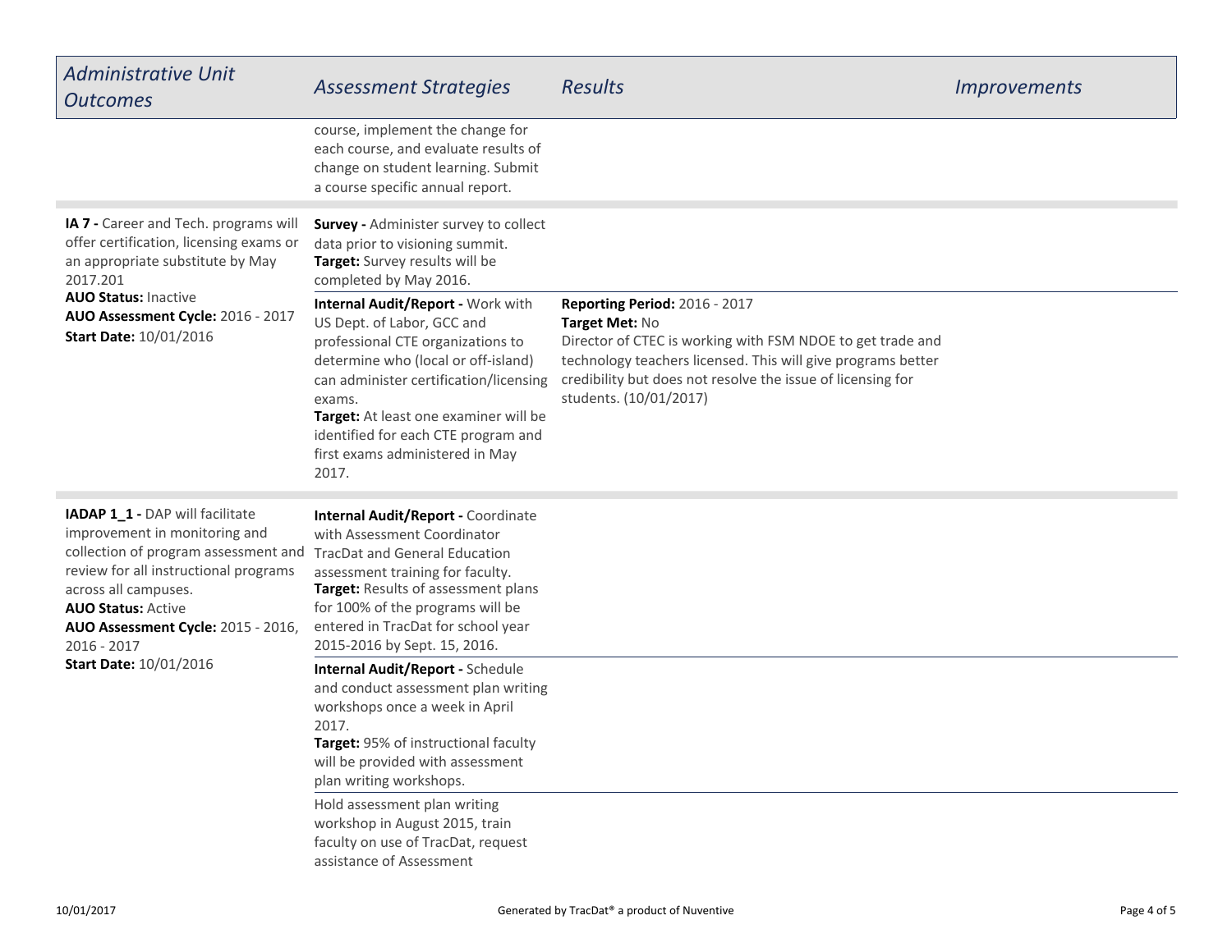| Administrative Unit Outcomes | Assessment Strategies | Results | Improvements |
| --- | --- | --- | --- |
| | course, implement the change for each course, and evaluate results of change on student learning. Submit a course specific annual report. | | |
| **IA 7 -** Career and Tech. programs will offer certification, licensing exams or an appropriate substitute by May 2017.201<br>**AUO Status:** Inactive<br>**AUO Assessment Cycle:** 2016 - 2017<br>**Start Date:** 10/01/2016 | **Survey -** Administer survey to collect data prior to visioning summit.<br>**Target:** Survey results will be completed by May 2016. | | |
| | **Internal Audit/Report -** Work with US Dept. of Labor, GCC and professional CTE organizations to determine who (local or off-island) can administer certification/licensing exams.<br>**Target:** At least one examiner will be identified for each CTE program and first exams administered in May 2017. | **Reporting Period:** 2016 - 2017<br>**Target Met:** No<br>Director of CTEC is working with FSM NDOE to get trade and technology teachers licensed. This will give programs better credibility but does not resolve the issue of licensing for students. (10/01/2017) | |
| **IADAP 1_1 -** DAP will facilitate improvement in monitoring and collection of program assessment and review for all instructional programs across all campuses.<br>**AUO Status:** Active<br>**AUO Assessment Cycle:** 2015 - 2016, 2016 - 2017<br>**Start Date:** 10/01/2016 | **Internal Audit/Report -** Coordinate with Assessment Coordinator TracDat and General Education assessment training for faculty.<br>**Target:** Results of assessment plans for 100% of the programs will be entered in TracDat for school year 2015-2016 by Sept. 15, 2016. | | |
| | **Internal Audit/Report -** Schedule and conduct assessment plan writing workshops once a week in April 2017.<br>**Target:** 95% of instructional faculty will be provided with assessment plan writing workshops. | | |
| | Hold assessment plan writing workshop in August 2015, train faculty on use of TracDat, request assistance of Assessment | | |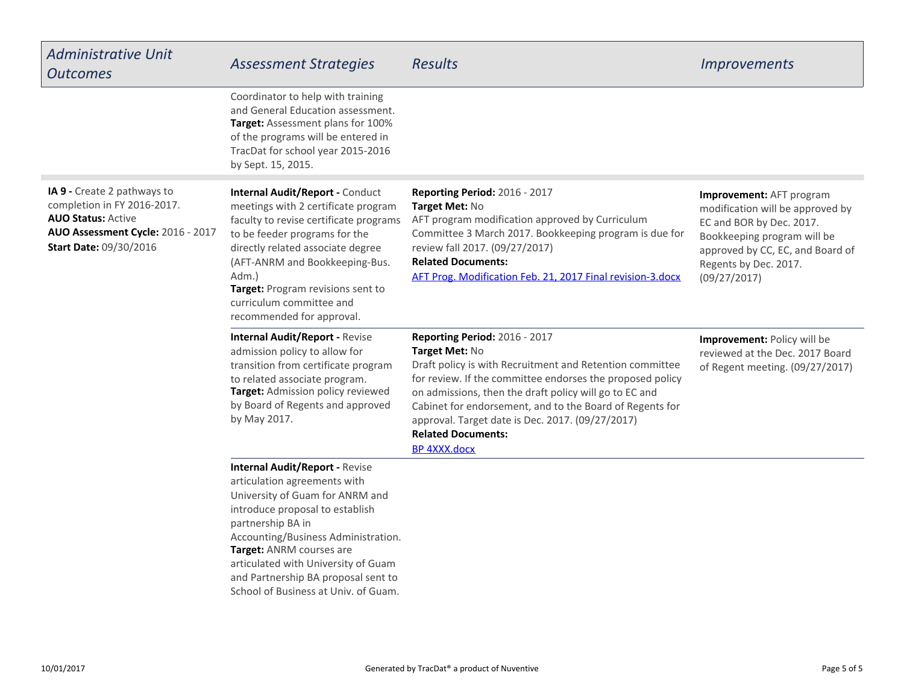| Administrative Unit Outcomes | Assessment Strategies | Results | Improvements |
| --- | --- | --- | --- |
| | Coordinator to help with training and General Education assessment. **Target:** Assessment plans for 100% of the programs will be entered in TracDat for school year 2015-2016 by Sept. 15, 2015. | | |
| **IA 9 -** Create 2 pathways to completion in FY 2016-2017. **AUO Status:** Active **AUO Assessment Cycle:** 2016 - 2017 **Start Date:** 09/30/2016 | **Internal Audit/Report -** Conduct meetings with 2 certificate program faculty to revise certificate programs to be feeder programs for the directly related associate degree (AFT-ANRM and Bookkeeping-Bus. Adm.) **Target:** Program revisions sent to curriculum committee and recommended for approval. | **Reporting Period:** 2016 - 2017 **Target Met:** No AFT program modification approved by Curriculum Committee 3 March 2017. Bookkeeping program is due for review fall 2017. (09/27/2017) **Related Documents:** AFT Prog. Modification Feb. 21, 2017 Final revision-3.docx | **Improvement:** AFT program modification will be approved by EC and BOR by Dec. 2017. Bookkeeping program will be approved by CC, EC, and Board of Regents by Dec. 2017. (09/27/2017) |
| | **Internal Audit/Report -** Revise admission policy to allow for transition from certificate program to related associate program. **Target:** Admission policy reviewed by Board of Regents and approved by May 2017. | **Reporting Period:** 2016 - 2017 **Target Met:** No Draft policy is with Recruitment and Retention committee for review. If the committee endorses the proposed policy on admissions, then the draft policy will go to EC and Cabinet for endorsement, and to the Board of Regents for approval. Target date is Dec. 2017. (09/27/2017) **Related Documents:** BP 4XXX.docx | **Improvement:** Policy will be reviewed at the Dec. 2017 Board of Regent meeting. (09/27/2017) |
| | **Internal Audit/Report -** Revise articulation agreements with University of Guam for ANRM and introduce proposal to establish partnership BA in Accounting/Business Administration. **Target:** ANRM courses are articulated with University of Guam and Partnership BA proposal sent to School of Business at Univ. of Guam. | | |

10/01/2017

Generated by TracDat® a product of Nuventive